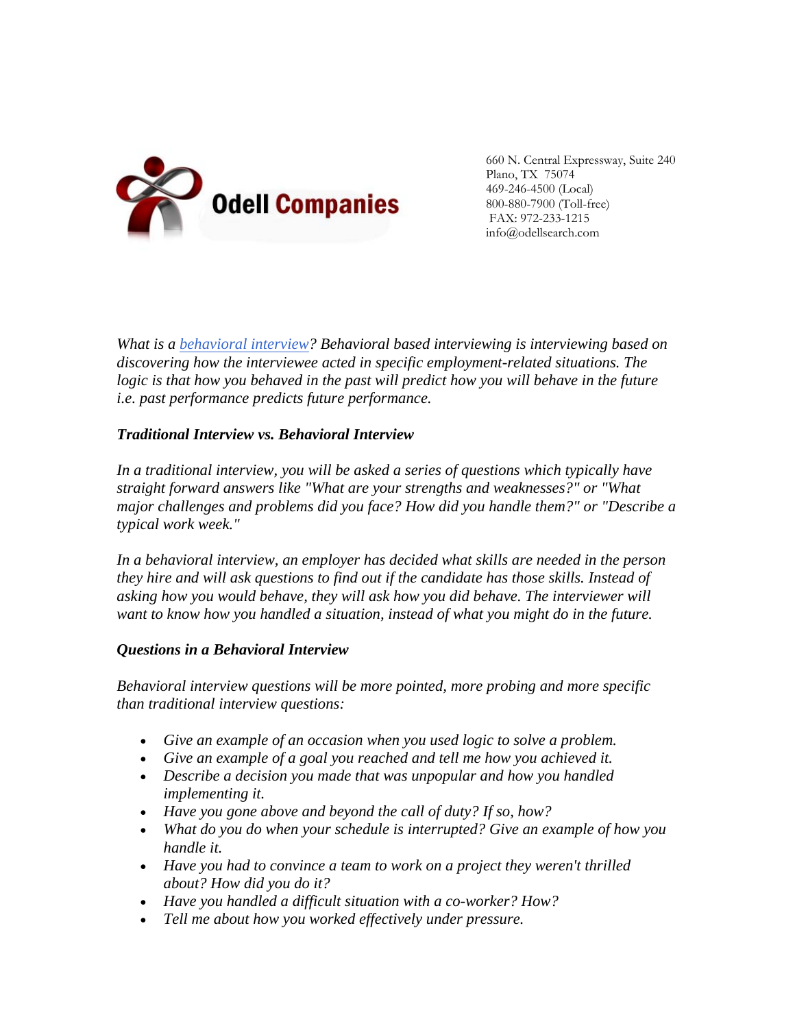Odell Companies

660 N. Central Expressway, Suite 240
Plano, TX 75074
469-246-4500 (Local)
800-880-7900 (Toll-free)
FAX: 972-233-1215
info@odellsearch.com

*What is a behavioral interview? Behavioral based interviewing is interviewing based on discovering how the interviewee acted in specific employment-related situations. The logic is that how you behaved in the past will predict how you will behave in the future i.e. past performance predicts future performance.*

### *Traditional Interview vs. Behavioral Interview*

*In a traditional interview, you will be asked a series of questions which typically have straight forward answers like "What are your strengths and weaknesses?" or "What major challenges and problems did you face? How did you handle them?" or "Describe a typical work week."*

*In a behavioral interview, an employer has decided what skills are needed in the person they hire and will ask questions to find out if the candidate has those skills. Instead of asking how you would behave, they will ask how you did behave. The interviewer will want to know how you handled a situation, instead of what you might do in the future.*

### *Questions in a Behavioral Interview*

*Behavioral interview questions will be more pointed, more probing and more specific than traditional interview questions:*

- *Give an example of an occasion when you used logic to solve a problem.*
- *Give an example of a goal you reached and tell me how you achieved it.*
- *Describe a decision you made that was unpopular and how you handled implementing it.*
- *Have you gone above and beyond the call of duty? If so, how?*
- *What do you do when your schedule is interrupted? Give an example of how you handle it.*
- *Have you had to convince a team to work on a project they weren't thrilled about? How did you do it?*
- *Have you handled a difficult situation with a co-worker? How?*
- *Tell me about how you worked effectively under pressure.*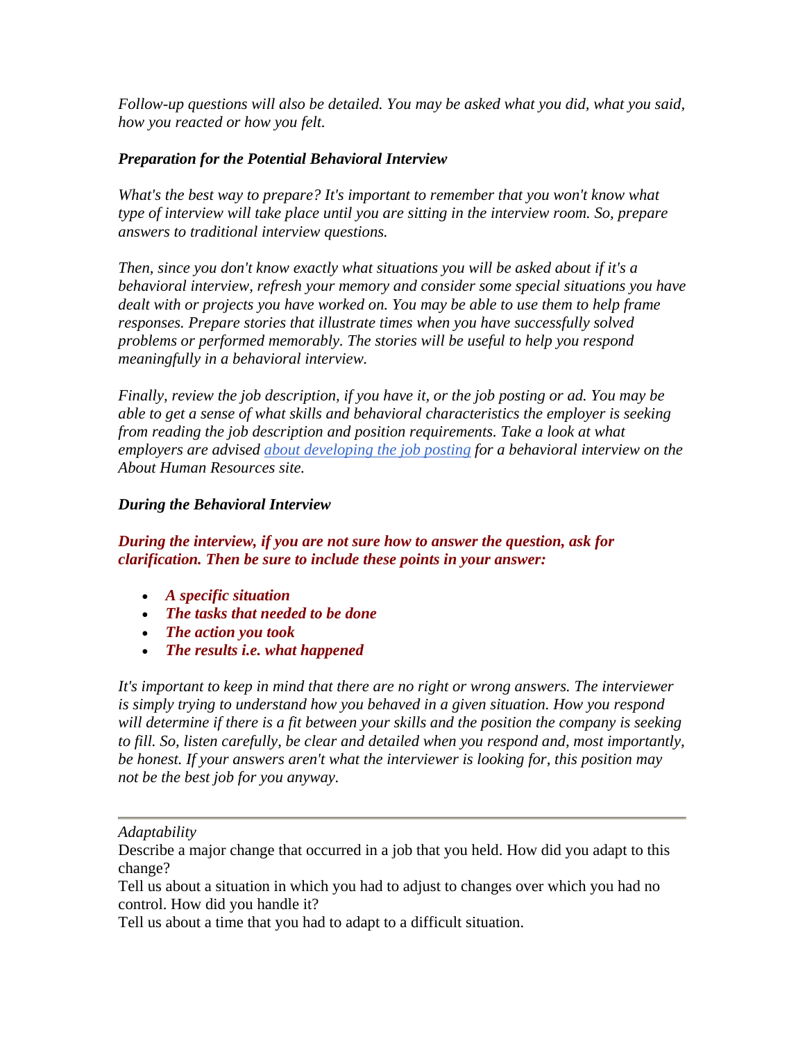*Follow-up questions will also be detailed. You may be asked what you did, what you said, how you reacted or how you felt.*

***Preparation for the Potential Behavioral Interview***

*What's the best way to prepare? It's important to remember that you won't know what type of interview will take place until you are sitting in the interview room. So, prepare answers to traditional interview questions.*

*Then, since you don't know exactly what situations you will be asked about if it's a behavioral interview, refresh your memory and consider some special situations you have dealt with or projects you have worked on. You may be able to use them to help frame responses. Prepare stories that illustrate times when you have successfully solved problems or performed memorably. The stories will be useful to help you respond meaningfully in a behavioral interview.*

*Finally, review the job description, if you have it, or the job posting or ad. You may be able to get a sense of what skills and behavioral characteristics the employer is seeking from reading the job description and position requirements. Take a look at what employers are advised [about developing the job posting] for a behavioral interview on the About Human Resources site.*

***During the Behavioral Interview***

***During the interview, if you are not sure how to answer the question, ask for clarification. Then be sure to include these points in your answer:***

- ***A specific situation***
- ***The tasks that needed to be done***
- ***The action you took***
- ***The results i.e. what happened***

*It's important to keep in mind that there are no right or wrong answers. The interviewer is simply trying to understand how you behaved in a given situation. How you respond will determine if there is a fit between your skills and the position the company is seeking to fill. So, listen carefully, be clear and detailed when you respond and, most importantly, be honest. If your answers aren't what the interviewer is looking for, this position may not be the best job for you anyway.*

---

*Adaptability*

Describe a major change that occurred in a job that you held. How did you adapt to this change?

Tell us about a situation in which you had to adjust to changes over which you had no control. How did you handle it?

Tell us about a time that you had to adapt to a difficult situation.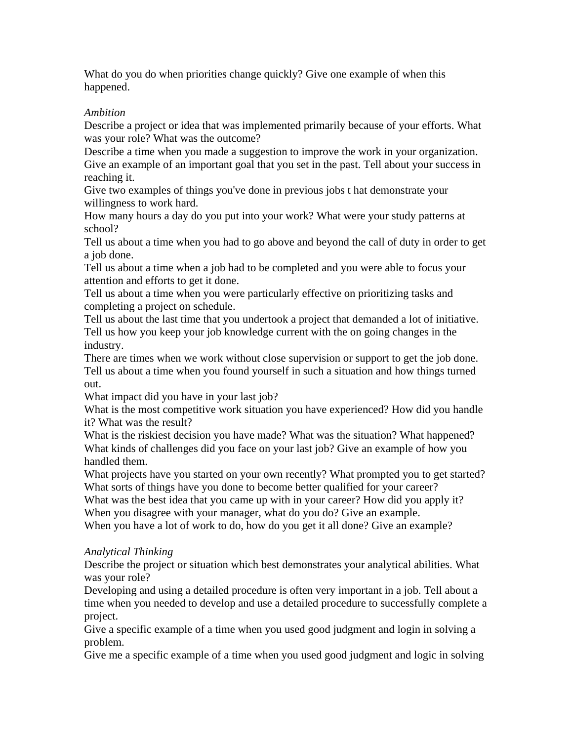What do you do when priorities change quickly? Give one example of when this happened.

*Ambition*

Describe a project or idea that was implemented primarily because of your efforts. What was your role? What was the outcome?

Describe a time when you made a suggestion to improve the work in your organization.

Give an example of an important goal that you set in the past. Tell about your success in reaching it.

Give two examples of things you've done in previous jobs t hat demonstrate your willingness to work hard.

How many hours a day do you put into your work? What were your study patterns at school?

Tell us about a time when you had to go above and beyond the call of duty in order to get a job done.

Tell us about a time when a job had to be completed and you were able to focus your attention and efforts to get it done.

Tell us about a time when you were particularly effective on prioritizing tasks and completing a project on schedule.

Tell us about the last time that you undertook a project that demanded a lot of initiative.

Tell us how you keep your job knowledge current with the on going changes in the industry.

There are times when we work without close supervision or support to get the job done. Tell us about a time when you found yourself in such a situation and how things turned out.

What impact did you have in your last job?

What is the most competitive work situation you have experienced? How did you handle it? What was the result?

What is the riskiest decision you have made? What was the situation? What happened?

What kinds of challenges did you face on your last job? Give an example of how you handled them.

What projects have you started on your own recently? What prompted you to get started?

What sorts of things have you done to become better qualified for your career?

What was the best idea that you came up with in your career? How did you apply it?

When you disagree with your manager, what do you do? Give an example.

When you have a lot of work to do, how do you get it all done? Give an example?

*Analytical Thinking*

Describe the project or situation which best demonstrates your analytical abilities. What was your role?

Developing and using a detailed procedure is often very important in a job. Tell about a time when you needed to develop and use a detailed procedure to successfully complete a project.

Give a specific example of a time when you used good judgment and login in solving a problem.

Give me a specific example of a time when you used good judgment and logic in solving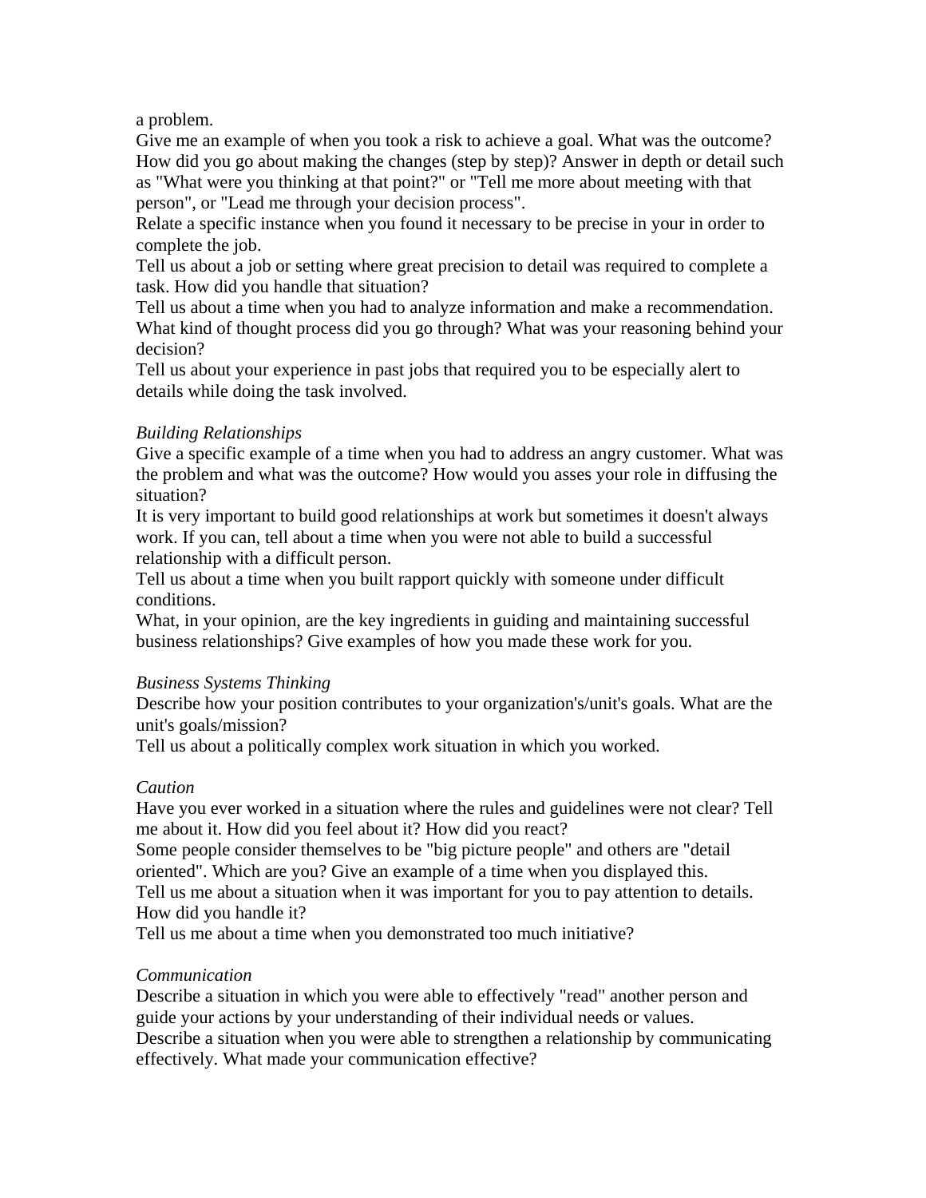a problem.

Give me an example of when you took a risk to achieve a goal. What was the outcome?

How did you go about making the changes (step by step)? Answer in depth or detail such as "What were you thinking at that point?" or "Tell me more about meeting with that person", or "Lead me through your decision process".

Relate a specific instance when you found it necessary to be precise in your in order to complete the job.

Tell us about a job or setting where great precision to detail was required to complete a task. How did you handle that situation?

Tell us about a time when you had to analyze information and make a recommendation. What kind of thought process did you go through? What was your reasoning behind your decision?

Tell us about your experience in past jobs that required you to be especially alert to details while doing the task involved.

*Building Relationships*

Give a specific example of a time when you had to address an angry customer. What was the problem and what was the outcome? How would you asses your role in diffusing the situation?

It is very important to build good relationships at work but sometimes it doesn't always work. If you can, tell about a time when you were not able to build a successful relationship with a difficult person.

Tell us about a time when you built rapport quickly with someone under difficult conditions.

What, in your opinion, are the key ingredients in guiding and maintaining successful business relationships? Give examples of how you made these work for you.

*Business Systems Thinking*

Describe how your position contributes to your organization's/unit's goals. What are the unit's goals/mission?

Tell us about a politically complex work situation in which you worked.

*Caution*

Have you ever worked in a situation where the rules and guidelines were not clear? Tell me about it. How did you feel about it? How did you react?

Some people consider themselves to be "big picture people" and others are "detail oriented". Which are you? Give an example of a time when you displayed this.

Tell us me about a situation when it was important for you to pay attention to details. How did you handle it?

Tell us me about a time when you demonstrated too much initiative?

*Communication*

Describe a situation in which you were able to effectively "read" another person and guide your actions by your understanding of their individual needs or values.

Describe a situation when you were able to strengthen a relationship by communicating effectively. What made your communication effective?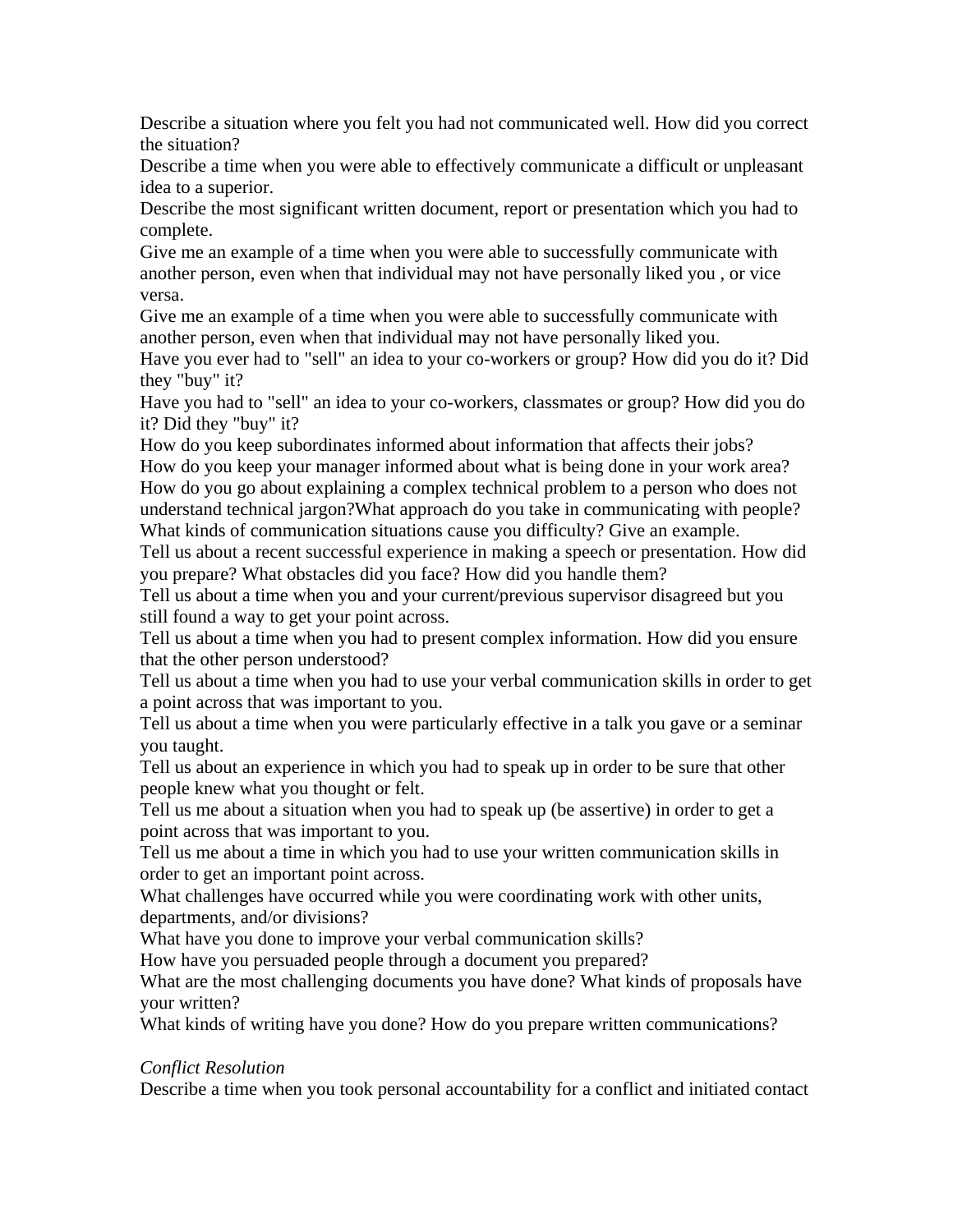Describe a situation where you felt you had not communicated well. How did you correct the situation?

Describe a time when you were able to effectively communicate a difficult or unpleasant idea to a superior.

Describe the most significant written document, report or presentation which you had to complete.

Give me an example of a time when you were able to successfully communicate with another person, even when that individual may not have personally liked you , or vice versa.

Give me an example of a time when you were able to successfully communicate with another person, even when that individual may not have personally liked you.

Have you ever had to "sell" an idea to your co-workers or group? How did you do it? Did they "buy" it?

Have you had to "sell" an idea to your co-workers, classmates or group? How did you do it? Did they "buy" it?

How do you keep subordinates informed about information that affects their jobs?

How do you keep your manager informed about what is being done in your work area?

How do you go about explaining a complex technical problem to a person who does not understand technical jargon?What approach do you take in communicating with people?

What kinds of communication situations cause you difficulty? Give an example.

Tell us about a recent successful experience in making a speech or presentation. How did you prepare? What obstacles did you face? How did you handle them?

Tell us about a time when you and your current/previous supervisor disagreed but you still found a way to get your point across.

Tell us about a time when you had to present complex information. How did you ensure that the other person understood?

Tell us about a time when you had to use your verbal communication skills in order to get a point across that was important to you.

Tell us about a time when you were particularly effective in a talk you gave or a seminar you taught.

Tell us about an experience in which you had to speak up in order to be sure that other people knew what you thought or felt.

Tell us me about a situation when you had to speak up (be assertive) in order to get a point across that was important to you.

Tell us me about a time in which you had to use your written communication skills in order to get an important point across.

What challenges have occurred while you were coordinating work with other units, departments, and/or divisions?

What have you done to improve your verbal communication skills?

How have you persuaded people through a document you prepared?

What are the most challenging documents you have done? What kinds of proposals have your written?

What kinds of writing have you done? How do you prepare written communications?

*Conflict Resolution*

Describe a time when you took personal accountability for a conflict and initiated contact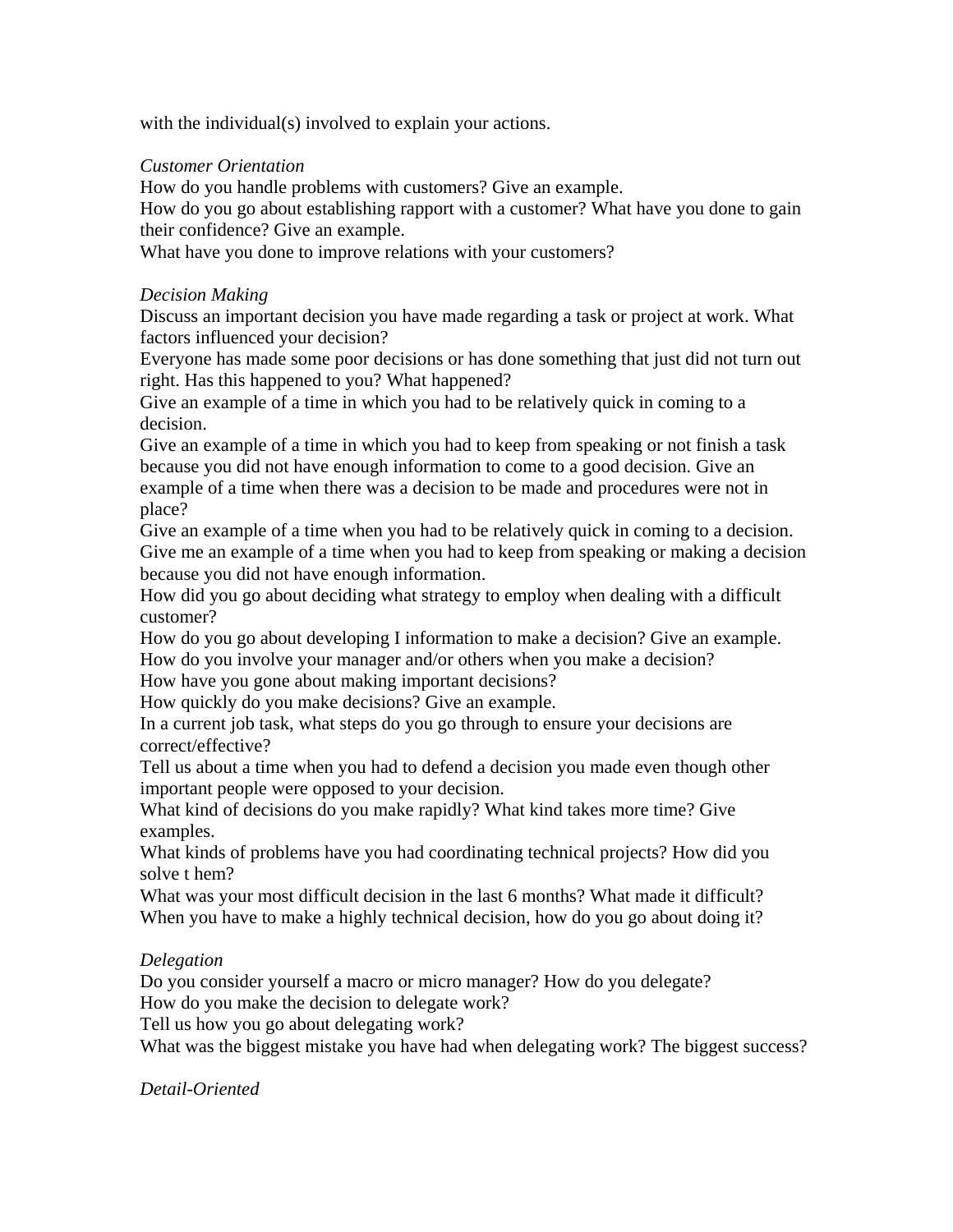with the individual(s) involved to explain your actions.

*Customer Orientation*
How do you handle problems with customers? Give an example.
How do you go about establishing rapport with a customer? What have you done to gain their confidence? Give an example.
What have you done to improve relations with your customers?

*Decision Making*
Discuss an important decision you have made regarding a task or project at work. What factors influenced your decision?
Everyone has made some poor decisions or has done something that just did not turn out right. Has this happened to you? What happened?
Give an example of a time in which you had to be relatively quick in coming to a decision.
Give an example of a time in which you had to keep from speaking or not finish a task because you did not have enough information to come to a good decision. Give an example of a time when there was a decision to be made and procedures were not in place?
Give an example of a time when you had to be relatively quick in coming to a decision.
Give me an example of a time when you had to keep from speaking or making a decision because you did not have enough information.
How did you go about deciding what strategy to employ when dealing with a difficult customer?
How do you go about developing I information to make a decision? Give an example.
How do you involve your manager and/or others when you make a decision?
How have you gone about making important decisions?
How quickly do you make decisions? Give an example.
In a current job task, what steps do you go through to ensure your decisions are correct/effective?
Tell us about a time when you had to defend a decision you made even though other important people were opposed to your decision.
What kind of decisions do you make rapidly? What kind takes more time? Give examples.
What kinds of problems have you had coordinating technical projects? How did you solve t hem?
What was your most difficult decision in the last 6 months? What made it difficult?
When you have to make a highly technical decision, how do you go about doing it?

*Delegation*
Do you consider yourself a macro or micro manager? How do you delegate?
How do you make the decision to delegate work?
Tell us how you go about delegating work?
What was the biggest mistake you have had when delegating work? The biggest success?

*Detail-Oriented*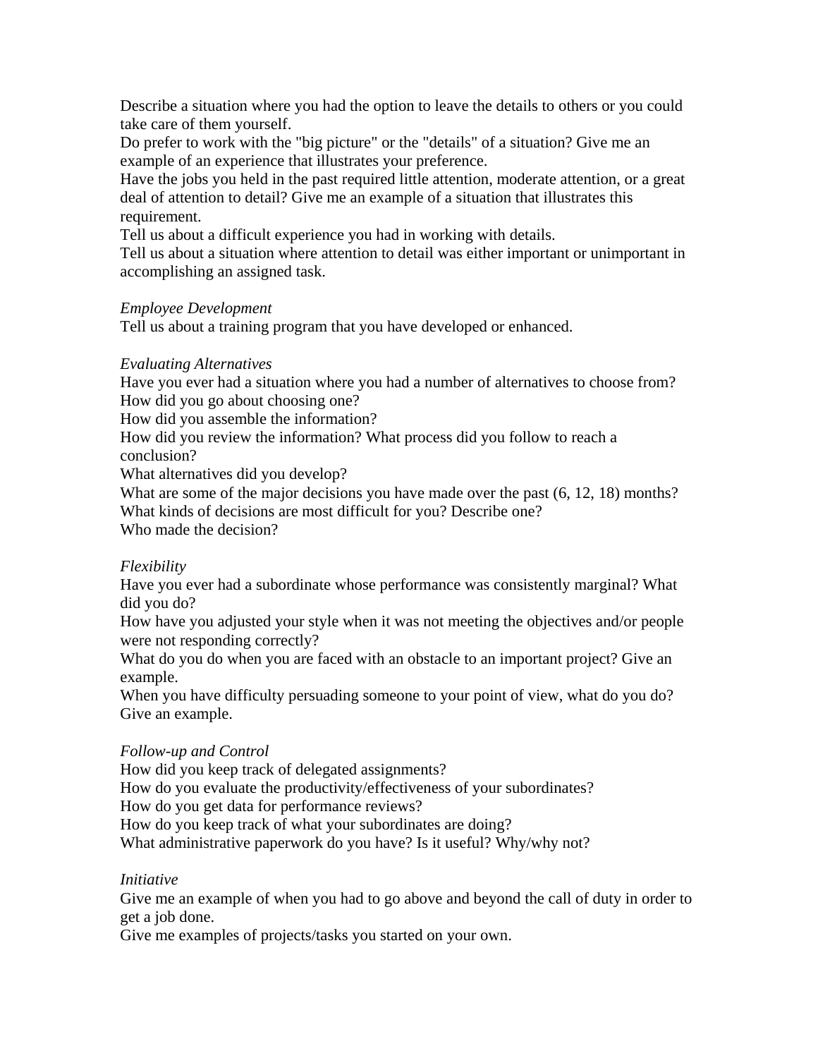Describe a situation where you had the option to leave the details to others or you could take care of them yourself.

Do prefer to work with the "big picture" or the "details" of a situation? Give me an example of an experience that illustrates your preference.

Have the jobs you held in the past required little attention, moderate attention, or a great deal of attention to detail? Give me an example of a situation that illustrates this requirement.

Tell us about a difficult experience you had in working with details.

Tell us about a situation where attention to detail was either important or unimportant in accomplishing an assigned task.

*Employee Development*

Tell us about a training program that you have developed or enhanced.

*Evaluating Alternatives*

Have you ever had a situation where you had a number of alternatives to choose from? How did you go about choosing one?

How did you assemble the information?

How did you review the information? What process did you follow to reach a conclusion?

What alternatives did you develop?

What are some of the major decisions you have made over the past (6, 12, 18) months?

What kinds of decisions are most difficult for you? Describe one?

Who made the decision?

*Flexibility*

Have you ever had a subordinate whose performance was consistently marginal? What did you do?

How have you adjusted your style when it was not meeting the objectives and/or people were not responding correctly?

What do you do when you are faced with an obstacle to an important project? Give an example.

When you have difficulty persuading someone to your point of view, what do you do? Give an example.

*Follow-up and Control*

How did you keep track of delegated assignments?

How do you evaluate the productivity/effectiveness of your subordinates?

How do you get data for performance reviews?

How do you keep track of what your subordinates are doing?

What administrative paperwork do you have? Is it useful? Why/why not?

*Initiative*

Give me an example of when you had to go above and beyond the call of duty in order to get a job done.

Give me examples of projects/tasks you started on your own.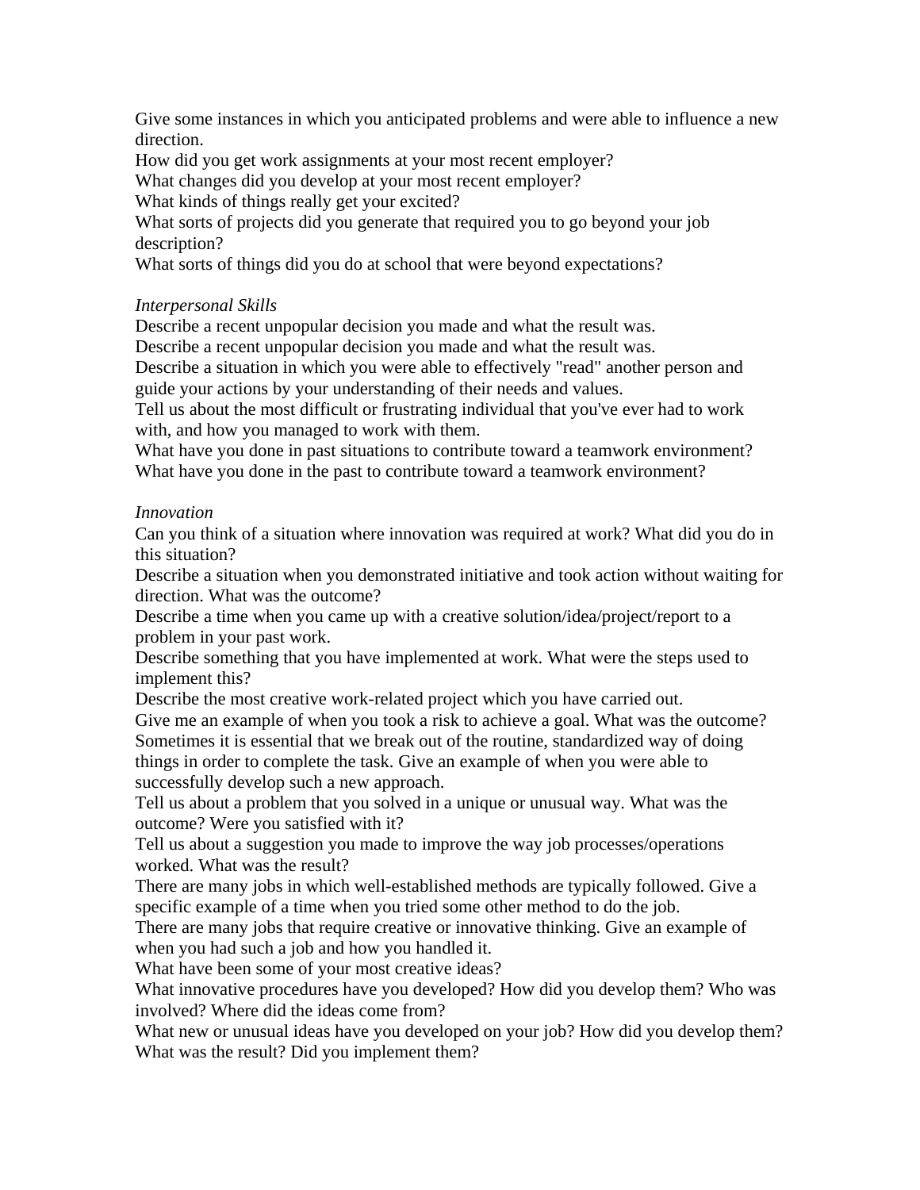Give some instances in which you anticipated problems and were able to influence a new direction.
How did you get work assignments at your most recent employer?
What changes did you develop at your most recent employer?
What kinds of things really get your excited?
What sorts of projects did you generate that required you to go beyond your job description?
What sorts of things did you do at school that were beyond expectations?

*Interpersonal Skills*
Describe a recent unpopular decision you made and what the result was.
Describe a recent unpopular decision you made and what the result was.
Describe a situation in which you were able to effectively "read" another person and guide your actions by your understanding of their needs and values.
Tell us about the most difficult or frustrating individual that you've ever had to work with, and how you managed to work with them.
What have you done in past situations to contribute toward a teamwork environment?
What have you done in the past to contribute toward a teamwork environment?

*Innovation*
Can you think of a situation where innovation was required at work? What did you do in this situation?
Describe a situation when you demonstrated initiative and took action without waiting for direction. What was the outcome?
Describe a time when you came up with a creative solution/idea/project/report to a problem in your past work.
Describe something that you have implemented at work. What were the steps used to implement this?
Describe the most creative work-related project which you have carried out.
Give me an example of when you took a risk to achieve a goal. What was the outcome?
Sometimes it is essential that we break out of the routine, standardized way of doing things in order to complete the task. Give an example of when you were able to successfully develop such a new approach.
Tell us about a problem that you solved in a unique or unusual way. What was the outcome? Were you satisfied with it?
Tell us about a suggestion you made to improve the way job processes/operations worked. What was the result?
There are many jobs in which well-established methods are typically followed. Give a specific example of a time when you tried some other method to do the job.
There are many jobs that require creative or innovative thinking. Give an example of when you had such a job and how you handled it.
What have been some of your most creative ideas?
What innovative procedures have you developed? How did you develop them? Who was involved? Where did the ideas come from?
What new or unusual ideas have you developed on your job? How did you develop them? What was the result? Did you implement them?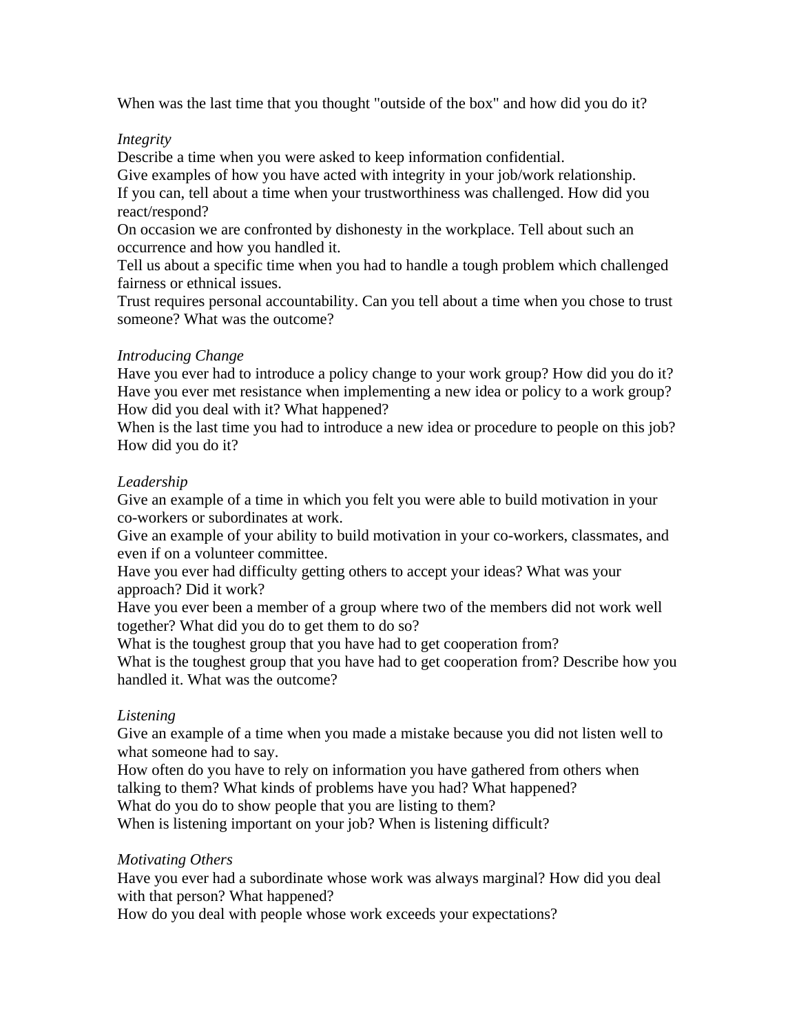When was the last time that you thought "outside of the box" and how did you do it?

*Integrity*

Describe a time when you were asked to keep information confidential.
Give examples of how you have acted with integrity in your job/work relationship.
If you can, tell about a time when your trustworthiness was challenged. How did you react/respond?
On occasion we are confronted by dishonesty in the workplace. Tell about such an occurrence and how you handled it.
Tell us about a specific time when you had to handle a tough problem which challenged fairness or ethnical issues.
Trust requires personal accountability. Can you tell about a time when you chose to trust someone? What was the outcome?

*Introducing Change*

Have you ever had to introduce a policy change to your work group? How did you do it?
Have you ever met resistance when implementing a new idea or policy to a work group? How did you deal with it? What happened?
When is the last time you had to introduce a new idea or procedure to people on this job? How did you do it?

*Leadership*

Give an example of a time in which you felt you were able to build motivation in your co-workers or subordinates at work.
Give an example of your ability to build motivation in your co-workers, classmates, and even if on a volunteer committee.
Have you ever had difficulty getting others to accept your ideas? What was your approach? Did it work?
Have you ever been a member of a group where two of the members did not work well together? What did you do to get them to do so?
What is the toughest group that you have had to get cooperation from?
What is the toughest group that you have had to get cooperation from? Describe how you handled it. What was the outcome?

*Listening*

Give an example of a time when you made a mistake because you did not listen well to what someone had to say.
How often do you have to rely on information you have gathered from others when talking to them? What kinds of problems have you had? What happened?
What do you do to show people that you are listing to them?
When is listening important on your job? When is listening difficult?

*Motivating Others*

Have you ever had a subordinate whose work was always marginal? How did you deal with that person? What happened?
How do you deal with people whose work exceeds your expectations?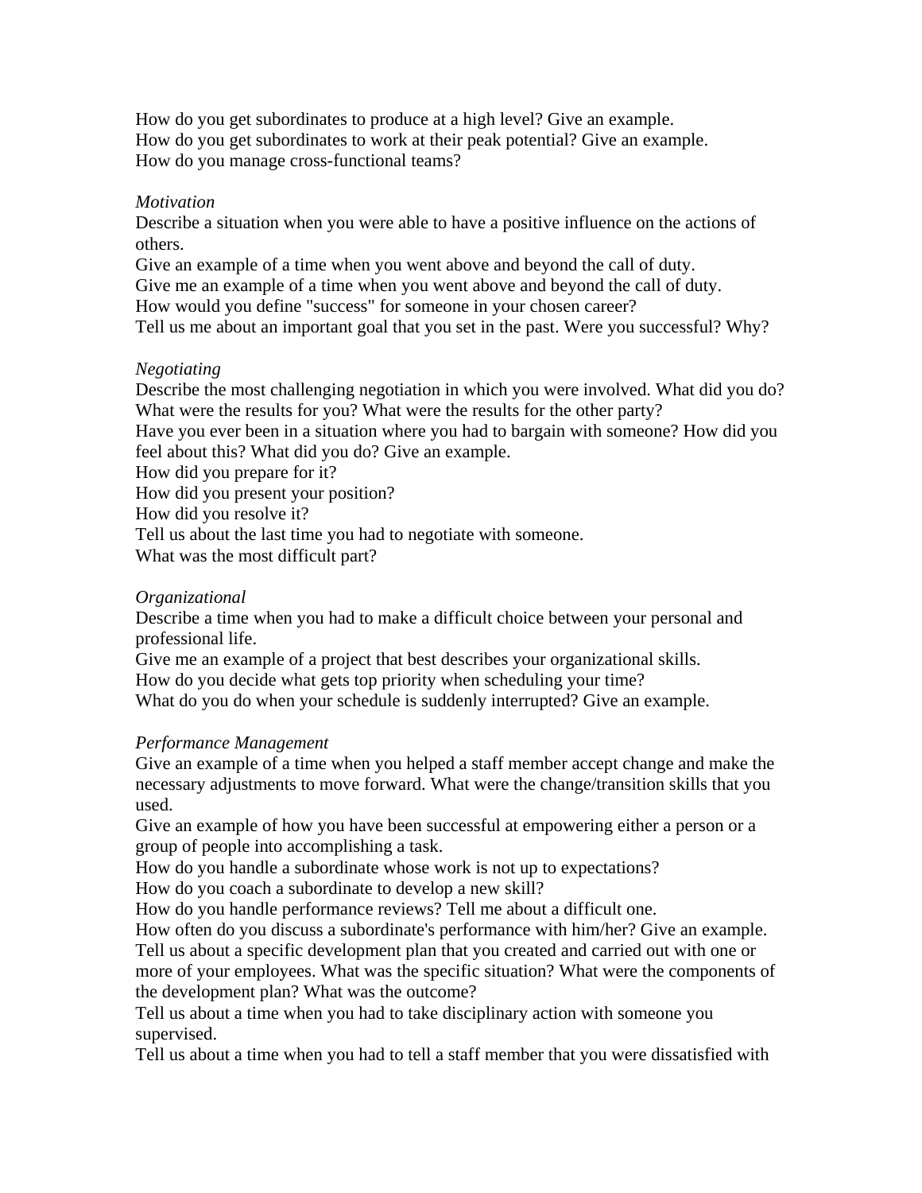How do you get subordinates to produce at a high level? Give an example.
How do you get subordinates to work at their peak potential? Give an example.
How do you manage cross-functional teams?

*Motivation*

Describe a situation when you were able to have a positive influence on the actions of others.
Give an example of a time when you went above and beyond the call of duty.
Give me an example of a time when you went above and beyond the call of duty.
How would you define "success" for someone in your chosen career?
Tell us me about an important goal that you set in the past. Were you successful? Why?

*Negotiating*

Describe the most challenging negotiation in which you were involved. What did you do? What were the results for you? What were the results for the other party?
Have you ever been in a situation where you had to bargain with someone? How did you feel about this? What did you do? Give an example.
How did you prepare for it?
How did you present your position?
How did you resolve it?
Tell us about the last time you had to negotiate with someone.
What was the most difficult part?

*Organizational*

Describe a time when you had to make a difficult choice between your personal and professional life.
Give me an example of a project that best describes your organizational skills.
How do you decide what gets top priority when scheduling your time?
What do you do when your schedule is suddenly interrupted? Give an example.

*Performance Management*

Give an example of a time when you helped a staff member accept change and make the necessary adjustments to move forward. What were the change/transition skills that you used.
Give an example of how you have been successful at empowering either a person or a group of people into accomplishing a task.
How do you handle a subordinate whose work is not up to expectations?
How do you coach a subordinate to develop a new skill?
How do you handle performance reviews? Tell me about a difficult one.
How often do you discuss a subordinate's performance with him/her? Give an example.
Tell us about a specific development plan that you created and carried out with one or more of your employees. What was the specific situation? What were the components of the development plan? What was the outcome?
Tell us about a time when you had to take disciplinary action with someone you supervised.
Tell us about a time when you had to tell a staff member that you were dissatisfied with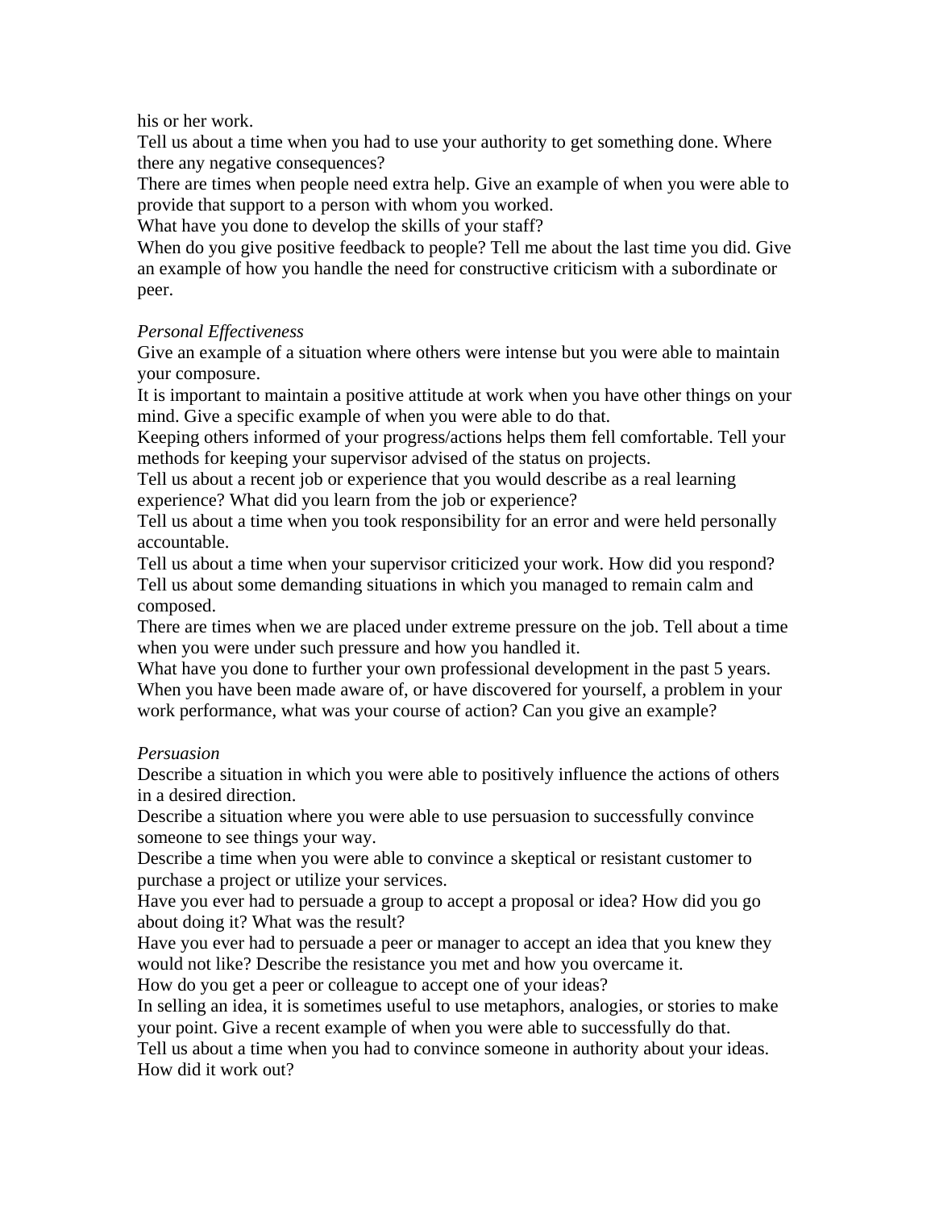his or her work.

Tell us about a time when you had to use your authority to get something done. Where there any negative consequences?

There are times when people need extra help. Give an example of when you were able to provide that support to a person with whom you worked.

What have you done to develop the skills of your staff?

When do you give positive feedback to people? Tell me about the last time you did. Give an example of how you handle the need for constructive criticism with a subordinate or peer.

*Personal Effectiveness*

Give an example of a situation where others were intense but you were able to maintain your composure.

It is important to maintain a positive attitude at work when you have other things on your mind. Give a specific example of when you were able to do that.

Keeping others informed of your progress/actions helps them fell comfortable. Tell your methods for keeping your supervisor advised of the status on projects.

Tell us about a recent job or experience that you would describe as a real learning experience? What did you learn from the job or experience?

Tell us about a time when you took responsibility for an error and were held personally accountable.

Tell us about a time when your supervisor criticized your work. How did you respond?

Tell us about some demanding situations in which you managed to remain calm and composed.

There are times when we are placed under extreme pressure on the job. Tell about a time when you were under such pressure and how you handled it.

What have you done to further your own professional development in the past 5 years.

When you have been made aware of, or have discovered for yourself, a problem in your work performance, what was your course of action? Can you give an example?

*Persuasion*

Describe a situation in which you were able to positively influence the actions of others in a desired direction.

Describe a situation where you were able to use persuasion to successfully convince someone to see things your way.

Describe a time when you were able to convince a skeptical or resistant customer to purchase a project or utilize your services.

Have you ever had to persuade a group to accept a proposal or idea? How did you go about doing it? What was the result?

Have you ever had to persuade a peer or manager to accept an idea that you knew they would not like? Describe the resistance you met and how you overcame it.

How do you get a peer or colleague to accept one of your ideas?

In selling an idea, it is sometimes useful to use metaphors, analogies, or stories to make your point. Give a recent example of when you were able to successfully do that.

Tell us about a time when you had to convince someone in authority about your ideas. How did it work out?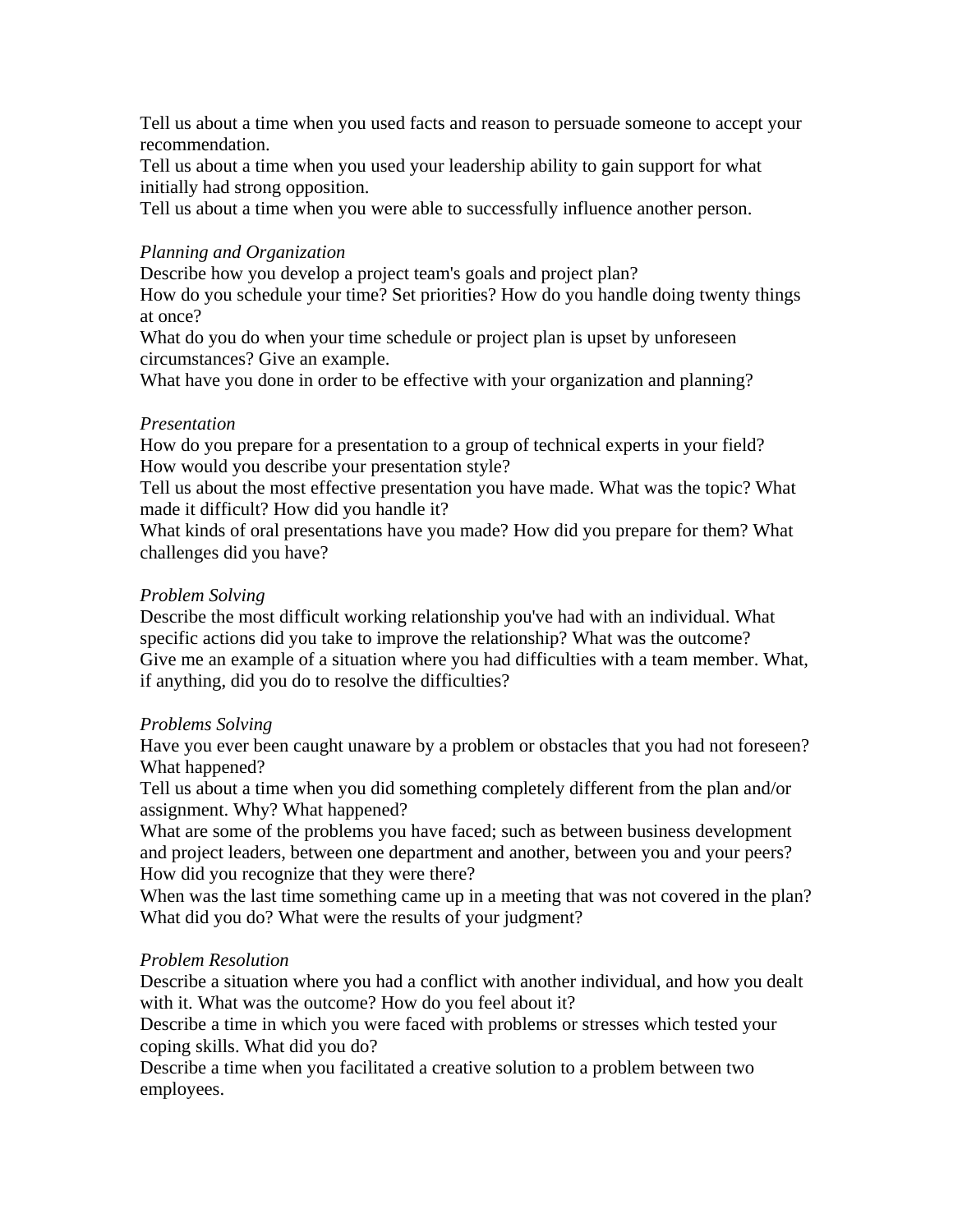Tell us about a time when you used facts and reason to persuade someone to accept your recommendation.
Tell us about a time when you used your leadership ability to gain support for what initially had strong opposition.
Tell us about a time when you were able to successfully influence another person.

*Planning and Organization*
Describe how you develop a project team's goals and project plan?
How do you schedule your time? Set priorities? How do you handle doing twenty things at once?
What do you do when your time schedule or project plan is upset by unforeseen circumstances? Give an example.
What have you done in order to be effective with your organization and planning?

*Presentation*
How do you prepare for a presentation to a group of technical experts in your field?
How would you describe your presentation style?
Tell us about the most effective presentation you have made. What was the topic? What made it difficult? How did you handle it?
What kinds of oral presentations have you made? How did you prepare for them? What challenges did you have?

*Problem Solving*
Describe the most difficult working relationship you've had with an individual. What specific actions did you take to improve the relationship? What was the outcome?
Give me an example of a situation where you had difficulties with a team member. What, if anything, did you do to resolve the difficulties?

*Problems Solving*
Have you ever been caught unaware by a problem or obstacles that you had not foreseen? What happened?
Tell us about a time when you did something completely different from the plan and/or assignment. Why? What happened?
What are some of the problems you have faced; such as between business development and project leaders, between one department and another, between you and your peers? How did you recognize that they were there?
When was the last time something came up in a meeting that was not covered in the plan? What did you do? What were the results of your judgment?

*Problem Resolution*
Describe a situation where you had a conflict with another individual, and how you dealt with it. What was the outcome? How do you feel about it?
Describe a time in which you were faced with problems or stresses which tested your coping skills. What did you do?
Describe a time when you facilitated a creative solution to a problem between two employees.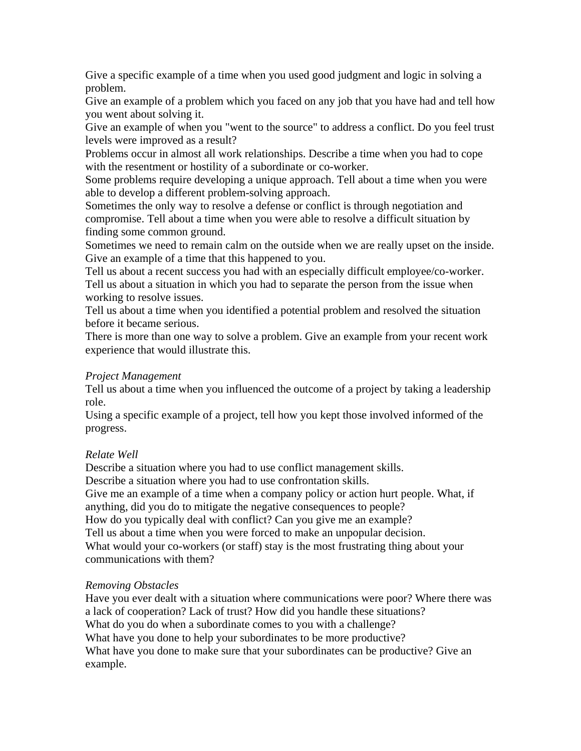Give a specific example of a time when you used good judgment and logic in solving a problem.
Give an example of a problem which you faced on any job that you have had and tell how you went about solving it.
Give an example of when you "went to the source" to address a conflict. Do you feel trust levels were improved as a result?
Problems occur in almost all work relationships. Describe a time when you had to cope with the resentment or hostility of a subordinate or co-worker.
Some problems require developing a unique approach. Tell about a time when you were able to develop a different problem-solving approach.
Sometimes the only way to resolve a defense or conflict is through negotiation and compromise. Tell about a time when you were able to resolve a difficult situation by finding some common ground.
Sometimes we need to remain calm on the outside when we are really upset on the inside. Give an example of a time that this happened to you.
Tell us about a recent success you had with an especially difficult employee/co-worker.
Tell us about a situation in which you had to separate the person from the issue when working to resolve issues.
Tell us about a time when you identified a potential problem and resolved the situation before it became serious.
There is more than one way to solve a problem. Give an example from your recent work experience that would illustrate this.

*Project Management*
Tell us about a time when you influenced the outcome of a project by taking a leadership role.
Using a specific example of a project, tell how you kept those involved informed of the progress.

*Relate Well*
Describe a situation where you had to use conflict management skills.
Describe a situation where you had to use confrontation skills.
Give me an example of a time when a company policy or action hurt people. What, if anything, did you do to mitigate the negative consequences to people?
How do you typically deal with conflict? Can you give me an example?
Tell us about a time when you were forced to make an unpopular decision.
What would your co-workers (or staff) stay is the most frustrating thing about your communications with them?

*Removing Obstacles*
Have you ever dealt with a situation where communications were poor? Where there was a lack of cooperation? Lack of trust? How did you handle these situations?
What do you do when a subordinate comes to you with a challenge?
What have you done to help your subordinates to be more productive?
What have you done to make sure that your subordinates can be productive? Give an example.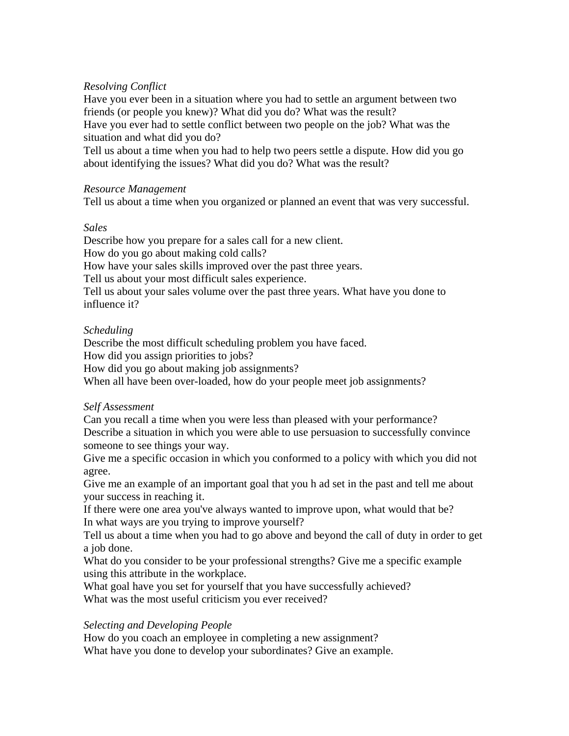*Resolving Conflict*

Have you ever been in a situation where you had to settle an argument between two friends (or people you knew)? What did you do? What was the result?

Have you ever had to settle conflict between two people on the job? What was the situation and what did you do?

Tell us about a time when you had to help two peers settle a dispute. How did you go about identifying the issues? What did you do? What was the result?

*Resource Management*

Tell us about a time when you organized or planned an event that was very successful.

*Sales*

Describe how you prepare for a sales call for a new client.

How do you go about making cold calls?

How have your sales skills improved over the past three years.

Tell us about your most difficult sales experience.

Tell us about your sales volume over the past three years. What have you done to influence it?

*Scheduling*

Describe the most difficult scheduling problem you have faced.

How did you assign priorities to jobs?

How did you go about making job assignments?

When all have been over-loaded, how do your people meet job assignments?

*Self Assessment*

Can you recall a time when you were less than pleased with your performance?

Describe a situation in which you were able to use persuasion to successfully convince someone to see things your way.

Give me a specific occasion in which you conformed to a policy with which you did not agree.

Give me an example of an important goal that you h ad set in the past and tell me about your success in reaching it.

If there were one area you've always wanted to improve upon, what would that be?

In what ways are you trying to improve yourself?

Tell us about a time when you had to go above and beyond the call of duty in order to get a job done.

What do you consider to be your professional strengths? Give me a specific example using this attribute in the workplace.

What goal have you set for yourself that you have successfully achieved?

What was the most useful criticism you ever received?

*Selecting and Developing People*

How do you coach an employee in completing a new assignment?

What have you done to develop your subordinates? Give an example.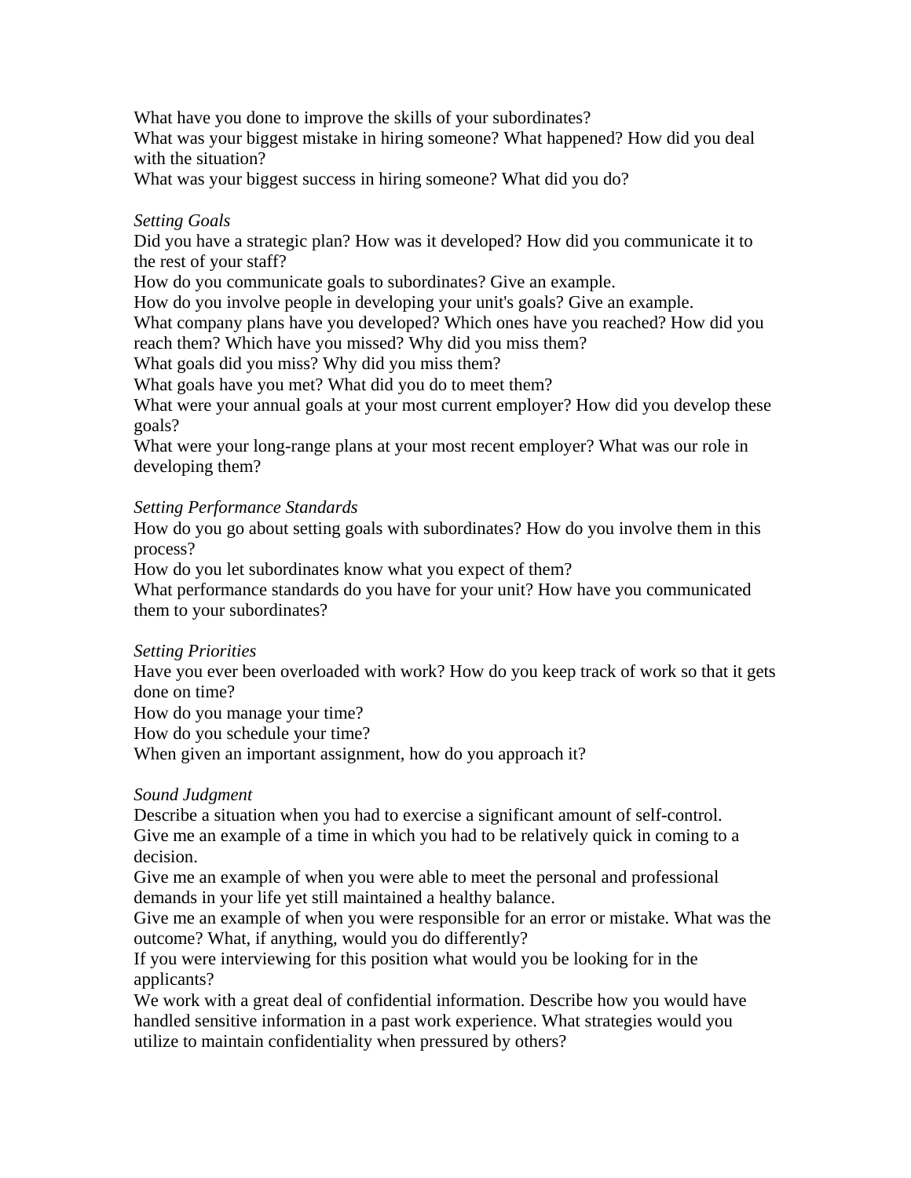What have you done to improve the skills of your subordinates?
What was your biggest mistake in hiring someone? What happened? How did you deal with the situation?
What was your biggest success in hiring someone? What did you do?

*Setting Goals*
Did you have a strategic plan? How was it developed? How did you communicate it to the rest of your staff?
How do you communicate goals to subordinates? Give an example.
How do you involve people in developing your unit's goals? Give an example.
What company plans have you developed? Which ones have you reached? How did you reach them? Which have you missed? Why did you miss them?
What goals did you miss? Why did you miss them?
What goals have you met? What did you do to meet them?
What were your annual goals at your most current employer? How did you develop these goals?
What were your long-range plans at your most recent employer? What was our role in developing them?

*Setting Performance Standards*
How do you go about setting goals with subordinates? How do you involve them in this process?
How do you let subordinates know what you expect of them?
What performance standards do you have for your unit? How have you communicated them to your subordinates?

*Setting Priorities*
Have you ever been overloaded with work? How do you keep track of work so that it gets done on time?
How do you manage your time?
How do you schedule your time?
When given an important assignment, how do you approach it?

*Sound Judgment*
Describe a situation when you had to exercise a significant amount of self-control.
Give me an example of a time in which you had to be relatively quick in coming to a decision.
Give me an example of when you were able to meet the personal and professional demands in your life yet still maintained a healthy balance.
Give me an example of when you were responsible for an error or mistake. What was the outcome? What, if anything, would you do differently?
If you were interviewing for this position what would you be looking for in the applicants?
We work with a great deal of confidential information. Describe how you would have handled sensitive information in a past work experience. What strategies would you utilize to maintain confidentiality when pressured by others?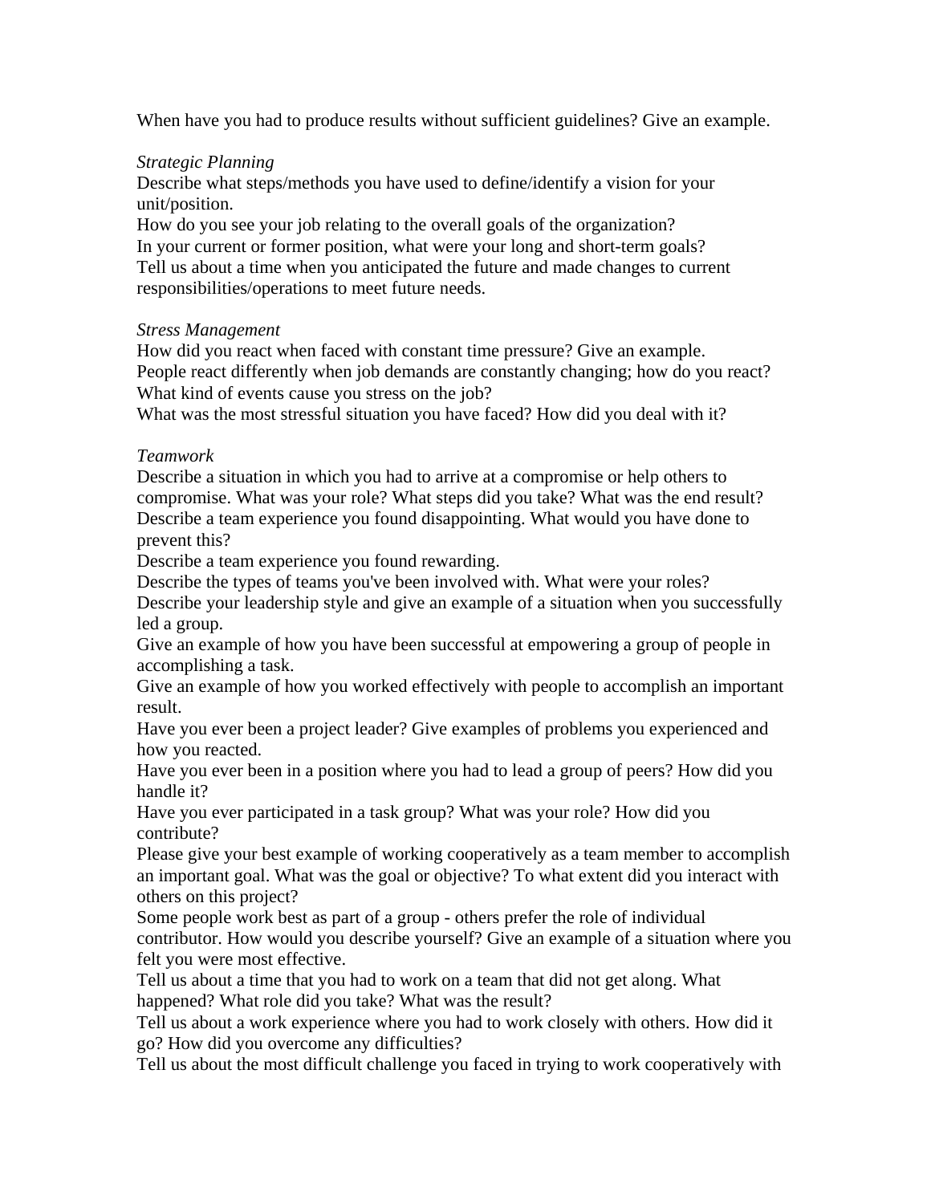When have you had to produce results without sufficient guidelines? Give an example.

*Strategic Planning*
Describe what steps/methods you have used to define/identify a vision for your unit/position.
How do you see your job relating to the overall goals of the organization?
In your current or former position, what were your long and short-term goals?
Tell us about a time when you anticipated the future and made changes to current responsibilities/operations to meet future needs.

*Stress Management*
How did you react when faced with constant time pressure? Give an example.
People react differently when job demands are constantly changing; how do you react?
What kind of events cause you stress on the job?
What was the most stressful situation you have faced? How did you deal with it?

*Teamwork*
Describe a situation in which you had to arrive at a compromise or help others to compromise. What was your role? What steps did you take? What was the end result?
Describe a team experience you found disappointing. What would you have done to prevent this?
Describe a team experience you found rewarding.
Describe the types of teams you've been involved with. What were your roles?
Describe your leadership style and give an example of a situation when you successfully led a group.
Give an example of how you have been successful at empowering a group of people in accomplishing a task.
Give an example of how you worked effectively with people to accomplish an important result.
Have you ever been a project leader? Give examples of problems you experienced and how you reacted.
Have you ever been in a position where you had to lead a group of peers? How did you handle it?
Have you ever participated in a task group? What was your role? How did you contribute?
Please give your best example of working cooperatively as a team member to accomplish an important goal. What was the goal or objective? To what extent did you interact with others on this project?
Some people work best as part of a group - others prefer the role of individual contributor. How would you describe yourself? Give an example of a situation where you felt you were most effective.
Tell us about a time that you had to work on a team that did not get along. What happened? What role did you take? What was the result?
Tell us about a work experience where you had to work closely with others. How did it go? How did you overcome any difficulties?
Tell us about the most difficult challenge you faced in trying to work cooperatively with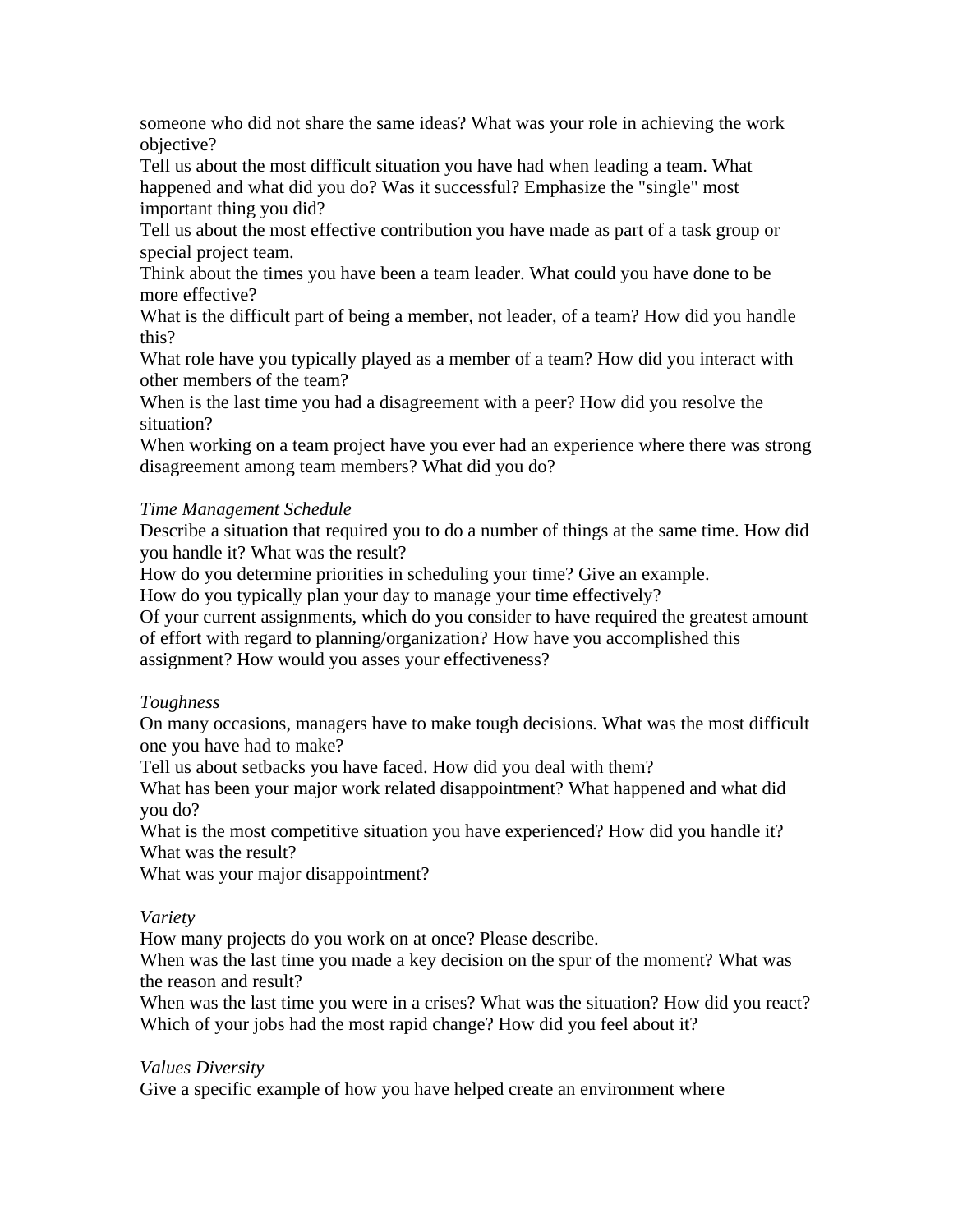someone who did not share the same ideas? What was your role in achieving the work objective?
Tell us about the most difficult situation you have had when leading a team. What happened and what did you do? Was it successful? Emphasize the "single" most important thing you did?
Tell us about the most effective contribution you have made as part of a task group or special project team.
Think about the times you have been a team leader. What could you have done to be more effective?
What is the difficult part of being a member, not leader, of a team? How did you handle this?
What role have you typically played as a member of a team? How did you interact with other members of the team?
When is the last time you had a disagreement with a peer? How did you resolve the situation?
When working on a team project have you ever had an experience where there was strong disagreement among team members? What did you do?

*Time Management Schedule*
Describe a situation that required you to do a number of things at the same time. How did you handle it? What was the result?
How do you determine priorities in scheduling your time? Give an example.
How do you typically plan your day to manage your time effectively?
Of your current assignments, which do you consider to have required the greatest amount of effort with regard to planning/organization? How have you accomplished this assignment? How would you asses your effectiveness?

*Toughness*
On many occasions, managers have to make tough decisions. What was the most difficult one you have had to make?
Tell us about setbacks you have faced. How did you deal with them?
What has been your major work related disappointment? What happened and what did you do?
What is the most competitive situation you have experienced? How did you handle it? What was the result?
What was your major disappointment?

*Variety*
How many projects do you work on at once? Please describe.
When was the last time you made a key decision on the spur of the moment? What was the reason and result?
When was the last time you were in a crises? What was the situation? How did you react?
Which of your jobs had the most rapid change? How did you feel about it?

*Values Diversity*
Give a specific example of how you have helped create an environment where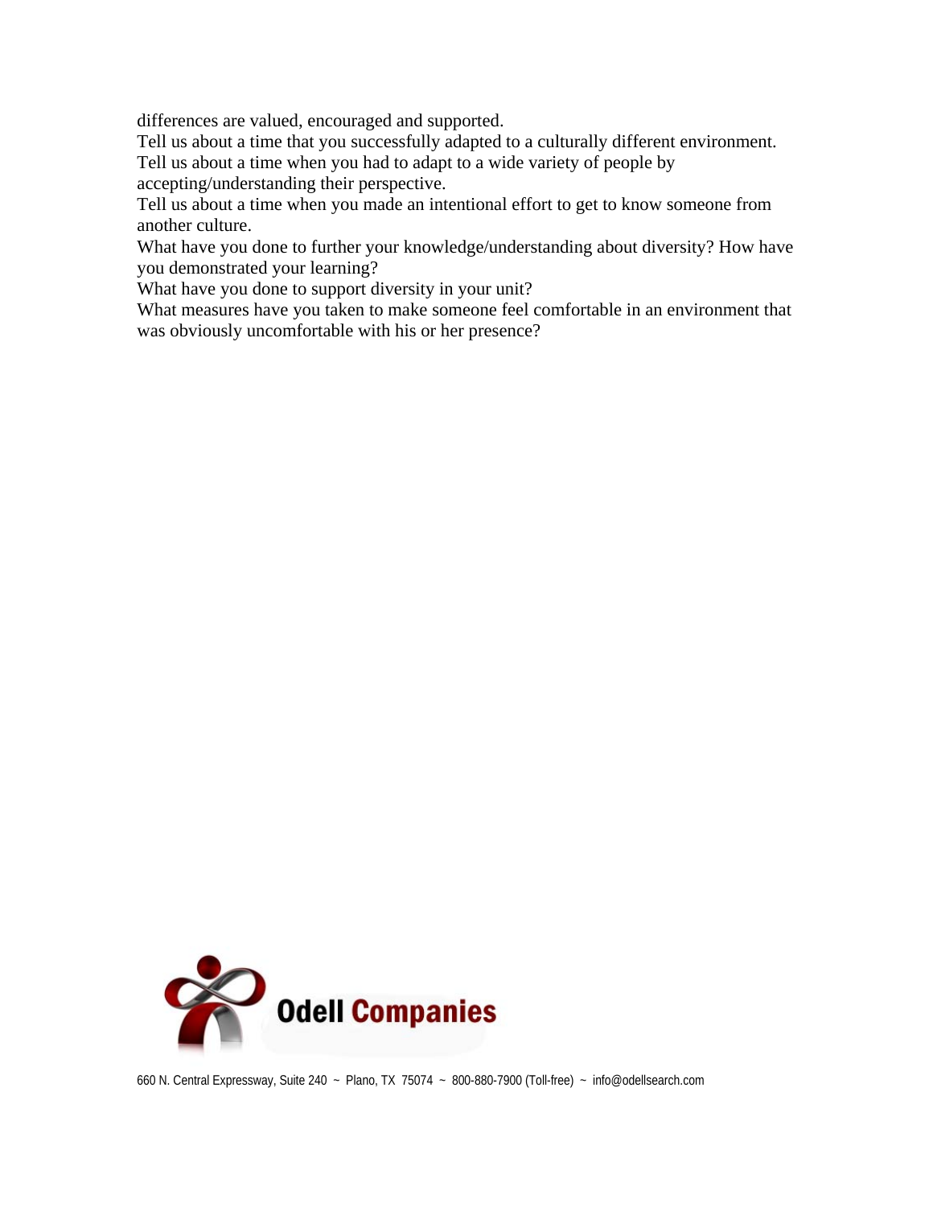differences are valued, encouraged and supported.

Tell us about a time that you successfully adapted to a culturally different environment.

Tell us about a time when you had to adapt to a wide variety of people by accepting/understanding their perspective.

Tell us about a time when you made an intentional effort to get to know someone from another culture.

What have you done to further your knowledge/understanding about diversity? How have you demonstrated your learning?

What have you done to support diversity in your unit?

What measures have you taken to make someone feel comfortable in an environment that was obviously uncomfortable with his or her presence?